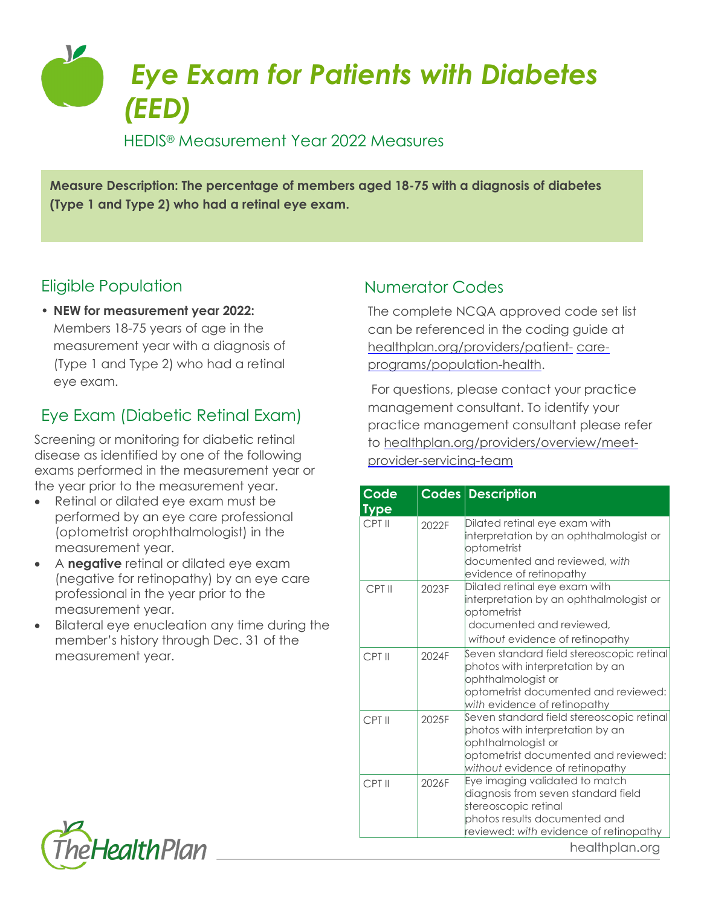# Eye Exam for Patients with Diabetes (EED)

HEDIS® Measurement Year 2022 Measures

**Measure Description: The percentage of members aged 18-75 with a diagnosis of diabetes (Type 1 and Type 2) who had a retinal eye exam.**

## Eligible Population

- **NEW for measurement year 2022:** Members 18-75 years of age in the measurement year with a diagnosis of (Type 1 and Type 2) who had a retinal eye exam.

## Eye Exam (Diabetic Retinal Exam)

Screening or monitoring for diabetic retinal disease as identified by one of the following exams performed in the measurement year or the year prior to the measurement year.

- Retinal or dilated eye exam must be performed by an eye care professional (optometrist orophthalmologist) in the measurement year.
- A **negative** retinal or dilated eye exam (negative for retinopathy) by an eye care professional in the year prior to the measurement year.
- Bilateral eye enucleation any time during the member's history through Dec. 31 of the measurement year.

## Numerator Codes

The complete NCQA approved code set list can be referenced in the coding guide at healthplan.org/providers/patient- care-programs/population-health.

For questions, please contact your practice management consultant. To identify your practice management consultant please refer to healthplan.org/providers/overview/meet-provider-servicing-team

| Code Type | Codes | Description |
|---|---|---|
| CPT II | 2022F | Dilated retinal eye exam with interpretation by an ophthalmologist or optometrist documented and reviewed, *with* evidence of retinopathy |
| CPT II | 2023F | Dilated retinal eye exam with interpretation by an ophthalmologist or optometrist documented and reviewed, *without* evidence of retinopathy |
| CPT II | 2024F | Seven standard field stereoscopic retinal photos with interpretation by an ophthalmologist or optometrist documented and reviewed: *with* evidence of retinopathy |
| CPT II | 2025F | Seven standard field stereoscopic retinal photos with interpretation by an ophthalmologist or optometrist documented and reviewed: *without* evidence of retinopathy |
| CPT II | 2026F | Eye imaging validated to match diagnosis from seven standard field stereoscopic retinal photos results documented and reviewed: *with* evidence of retinopathy |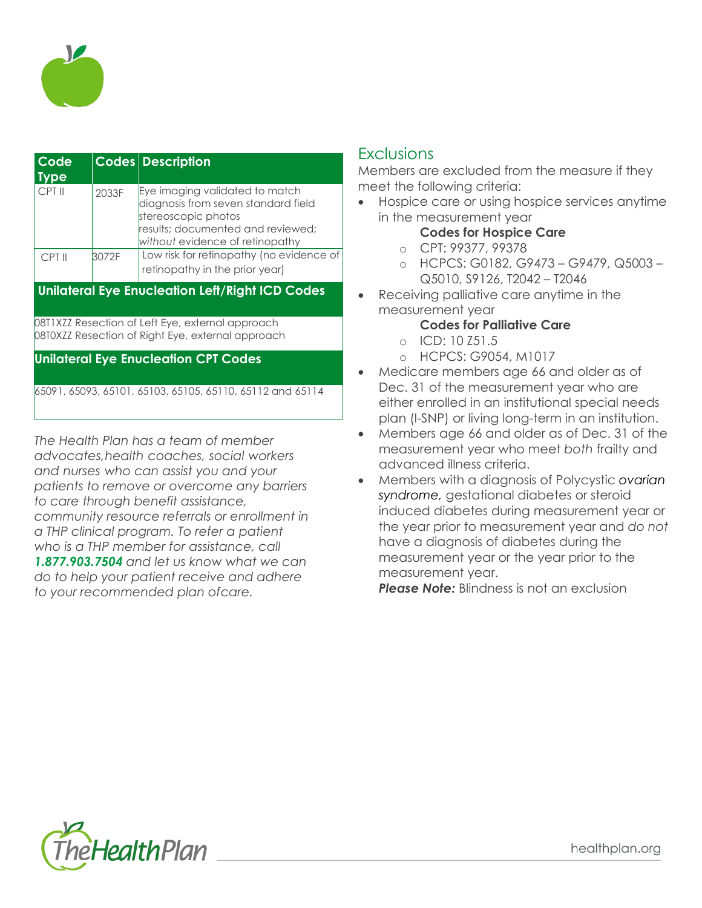| Code Type | Codes | Description |
|---|---|---|
| CPT II | 2033F | Eye imaging validated to match diagnosis from seven standard field stereoscopic photos results; documented and reviewed; *without* evidence of retinopathy |
| CPT II | 3072F | Low risk for retinopathy (no evidence of retinopathy in the prior year) |

**Unilateral Eye Enucleation Left/Right ICD Codes**

08T1XZZ Resection of Left Eye, external approach
08T0XZZ Resection of Right Eye, external approach

**Unilateral Eye Enucleation CPT Codes**

65091, 65093, 65101, 65103, 65105, 65110, 65112 and 65114

*The Health Plan has a team of member advocates, health coaches, social workers and nurses who can assist you and your patients to remove or overcome any barriers to care through benefit assistance, community resource referrals or enrollment in a THP clinical program. To refer a patient who is a THP member for assistance, call **1.877.903.7504** and let us know what we can do to help your patient receive and adhere to your recommended plan of care.*

## Exclusions

Members are excluded from the measure if they meet the following criteria:

- Hospice care or using hospice services anytime in the measurement year
  **Codes for Hospice Care**
  - CPT: 99377, 99378
  - HCPCS: G0182, G9473 – G9479, Q5003 – Q5010, S9126, T2042 – T2046
- Receiving palliative care anytime in the measurement year
  **Codes for Palliative Care**
  - ICD: 10 Z51.5
  - HCPCS: G9054, M1017
- Medicare members age 66 and older as of Dec. 31 of the measurement year who are either enrolled in an institutional special needs plan (I-SNP) or living long-term in an institution.
- Members age 66 and older as of Dec. 31 of the measurement year who meet *both* frailty and advanced illness criteria.
- Members with a diagnosis of Polycystic *ovarian syndrome,* gestational diabetes or steroid induced diabetes during measurement year or the year prior to measurement year and *do not* have a diagnosis of diabetes during the measurement year or the year prior to the measurement year.

***Please Note:*** Blindness is not an exclusion